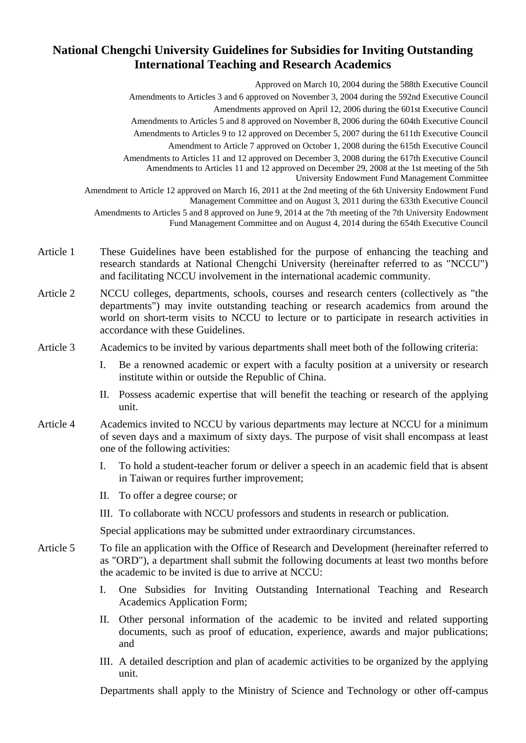# National Chengchi University Guidelines for Subsidies for Inviting Outstanding International Teaching and Research Academics

Approved on March 10, 2004 during the 588th Executive Council

Amendments to Articles 3 and 6 approved on November 3, 2004 during the 592nd Executive Council

Amendments approved on April 12, 2006 during the 601st Executive Council

Amendments to Articles 5 and 8 approved on November 8, 2006 during the 604th Executive Council

Amendments to Articles 9 to 12 approved on December 5, 2007 during the 611th Executive Council

Amendment to Article 7 approved on October 1, 2008 during the 615th Executive Council

Amendments to Articles 11 and 12 approved on December 3, 2008 during the 617th Executive Council

Amendments to Articles 11 and 12 approved on December 29, 2008 at the 1st meeting of the 5th University Endowment Fund Management Committee

Amendment to Article 12 approved on March 16, 2011 at the 2nd meeting of the 6th University Endowment Fund Management Committee and on August 3, 2011 during the 633th Executive Council

Amendments to Articles 5 and 8 approved on June 9, 2014 at the 7th meeting of the 7th University Endowment Fund Management Committee and on August 4, 2014 during the 654th Executive Council

**Article 1** These Guidelines have been established for the purpose of enhancing the teaching and research standards at National Chengchi University (hereinafter referred to as "NCCU") and facilitating NCCU involvement in the international academic community.

**Article 2** NCCU colleges, departments, schools, courses and research centers (collectively as "the departments") may invite outstanding teaching or research academics from around the world on short-term visits to NCCU to lecture or to participate in research activities in accordance with these Guidelines.

**Article 3** Academics to be invited by various departments shall meet both of the following criteria:

I. Be a renowned academic or expert with a faculty position at a university or research institute within or outside the Republic of China.

II. Possess academic expertise that will benefit the teaching or research of the applying unit.

**Article 4** Academics invited to NCCU by various departments may lecture at NCCU for a minimum of seven days and a maximum of sixty days. The purpose of visit shall encompass at least one of the following activities:

I. To hold a student-teacher forum or deliver a speech in an academic field that is absent in Taiwan or requires further improvement;

II. To offer a degree course; or

III. To collaborate with NCCU professors and students in research or publication.

Special applications may be submitted under extraordinary circumstances.

**Article 5** To file an application with the Office of Research and Development (hereinafter referred to as "ORD"), a department shall submit the following documents at least two months before the academic to be invited is due to arrive at NCCU:

I. One Subsidies for Inviting Outstanding International Teaching and Research Academics Application Form;

II. Other personal information of the academic to be invited and related supporting documents, such as proof of education, experience, awards and major publications; and

III. A detailed description and plan of academic activities to be organized by the applying unit.

Departments shall apply to the Ministry of Science and Technology or other off-campus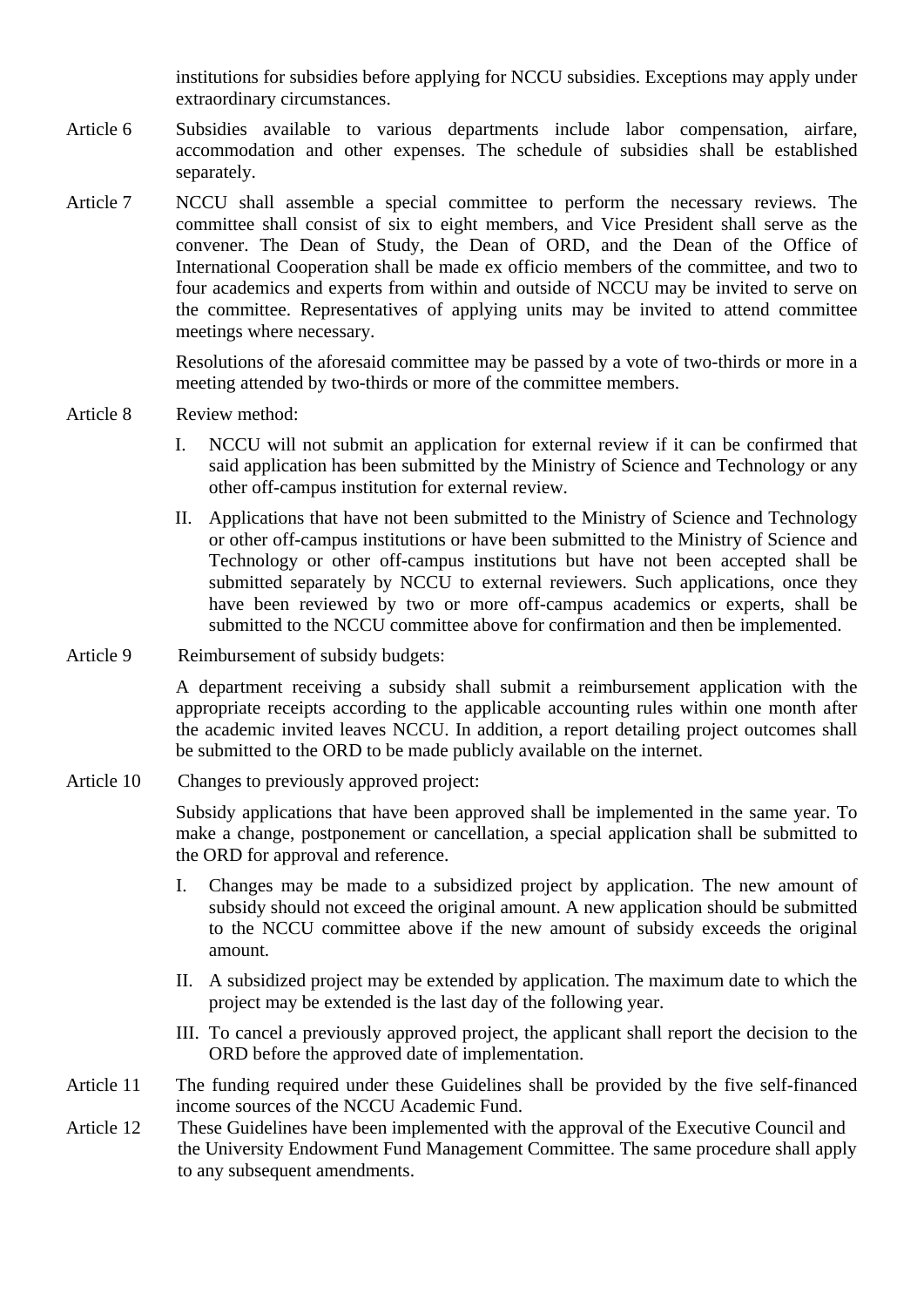institutions for subsidies before applying for NCCU subsidies. Exceptions may apply under extraordinary circumstances.

Article 6 Subsidies available to various departments include labor compensation, airfare, accommodation and other expenses. The schedule of subsidies shall be established separately.

Article 7 NCCU shall assemble a special committee to perform the necessary reviews. The committee shall consist of six to eight members, and Vice President shall serve as the convener. The Dean of Study, the Dean of ORD, and the Dean of the Office of International Cooperation shall be made ex officio members of the committee, and two to four academics and experts from within and outside of NCCU may be invited to serve on the committee. Representatives of applying units may be invited to attend committee meetings where necessary.

Resolutions of the aforesaid committee may be passed by a vote of two-thirds or more in a meeting attended by two-thirds or more of the committee members.

Article 8 Review method:

I. NCCU will not submit an application for external review if it can be confirmed that said application has been submitted by the Ministry of Science and Technology or any other off-campus institution for external review.

II. Applications that have not been submitted to the Ministry of Science and Technology or other off-campus institutions or have been submitted to the Ministry of Science and Technology or other off-campus institutions but have not been accepted shall be submitted separately by NCCU to external reviewers. Such applications, once they have been reviewed by two or more off-campus academics or experts, shall be submitted to the NCCU committee above for confirmation and then be implemented.

Article 9 Reimbursement of subsidy budgets:

A department receiving a subsidy shall submit a reimbursement application with the appropriate receipts according to the applicable accounting rules within one month after the academic invited leaves NCCU. In addition, a report detailing project outcomes shall be submitted to the ORD to be made publicly available on the internet.

Article 10 Changes to previously approved project:

Subsidy applications that have been approved shall be implemented in the same year. To make a change, postponement or cancellation, a special application shall be submitted to the ORD for approval and reference.

I. Changes may be made to a subsidized project by application. The new amount of subsidy should not exceed the original amount. A new application should be submitted to the NCCU committee above if the new amount of subsidy exceeds the original amount.

II. A subsidized project may be extended by application. The maximum date to which the project may be extended is the last day of the following year.

III. To cancel a previously approved project, the applicant shall report the decision to the ORD before the approved date of implementation.

Article 11 The funding required under these Guidelines shall be provided by the five self-financed income sources of the NCCU Academic Fund.

Article 12 These Guidelines have been implemented with the approval of the Executive Council and the University Endowment Fund Management Committee. The same procedure shall apply to any subsequent amendments.